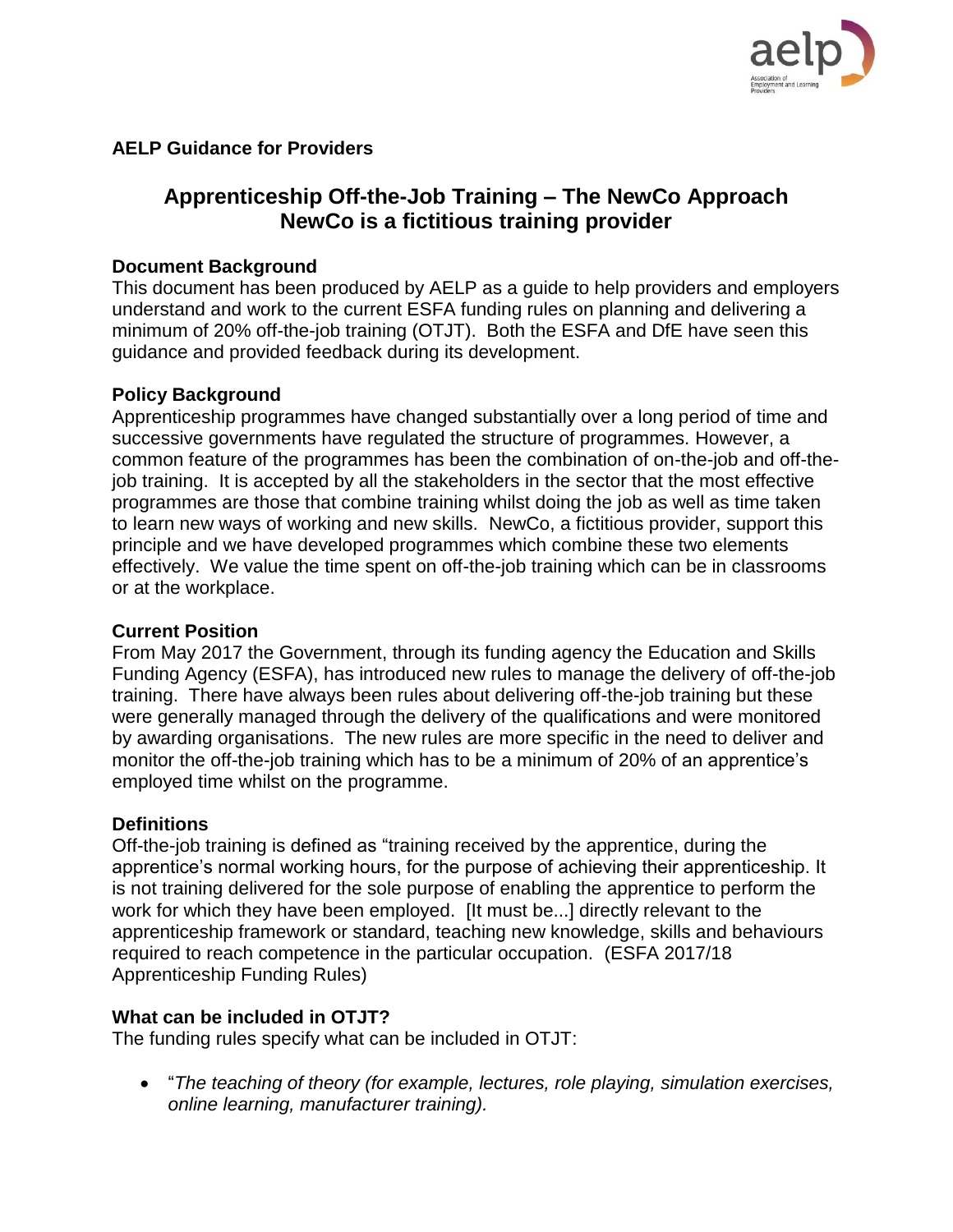**AELP Guidance for Providers**

# Apprenticeship Off-the-Job Training – The NewCo Approach
# NewCo is a fictitious training provider

## Document Background

This document has been produced by AELP as a guide to help providers and employers understand and work to the current ESFA funding rules on planning and delivering a minimum of 20% off-the-job training (OTJT). Both the ESFA and DfE have seen this guidance and provided feedback during its development.

## Policy Background

Apprenticeship programmes have changed substantially over a long period of time and successive governments have regulated the structure of programmes. However, a common feature of the programmes has been the combination of on-the-job and off-the-job training. It is accepted by all the stakeholders in the sector that the most effective programmes are those that combine training whilst doing the job as well as time taken to learn new ways of working and new skills. NewCo, a fictitious provider, support this principle and we have developed programmes which combine these two elements effectively. We value the time spent on off-the-job training which can be in classrooms or at the workplace.

## Current Position

From May 2017 the Government, through its funding agency the Education and Skills Funding Agency (ESFA), has introduced new rules to manage the delivery of off-the-job training. There have always been rules about delivering off-the-job training but these were generally managed through the delivery of the qualifications and were monitored by awarding organisations. The new rules are more specific in the need to deliver and monitor the off-the-job training which has to be a minimum of 20% of an apprentice's employed time whilst on the programme.

## Definitions

Off-the-job training is defined as "training received by the apprentice, during the apprentice's normal working hours, for the purpose of achieving their apprenticeship. It is not training delivered for the sole purpose of enabling the apprentice to perform the work for which they have been employed. [It must be...] directly relevant to the apprenticeship framework or standard, teaching new knowledge, skills and behaviours required to reach competence in the particular occupation. (ESFA 2017/18 Apprenticeship Funding Rules)

## What can be included in OTJT?

The funding rules specify what can be included in OTJT:

- "*The teaching of theory (for example, lectures, role playing, simulation exercises, online learning, manufacturer training).*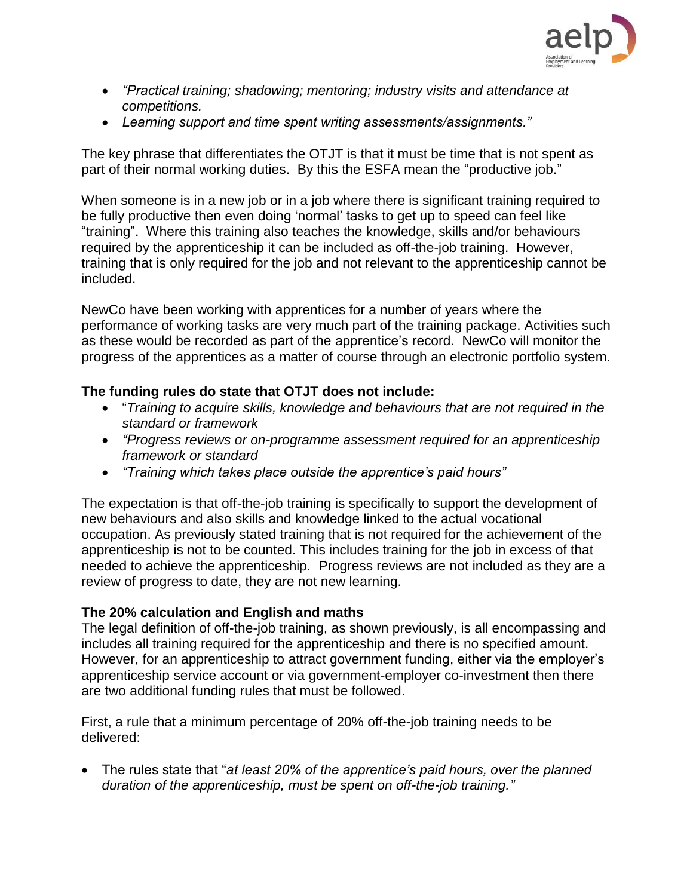- *"Practical training; shadowing; mentoring; industry visits and attendance at competitions.*
- *Learning support and time spent writing assessments/assignments."*

The key phrase that differentiates the OTJT is that it must be time that is not spent as part of their normal working duties. By this the ESFA mean the "productive job."

When someone is in a new job or in a job where there is significant training required to be fully productive then even doing 'normal' tasks to get up to speed can feel like "training". Where this training also teaches the knowledge, skills and/or behaviours required by the apprenticeship it can be included as off-the-job training. However, training that is only required for the job and not relevant to the apprenticeship cannot be included.

NewCo have been working with apprentices for a number of years where the performance of working tasks are very much part of the training package. Activities such as these would be recorded as part of the apprentice's record. NewCo will monitor the progress of the apprentices as a matter of course through an electronic portfolio system.

**The funding rules do state that OTJT does not include:**

- "*Training to acquire skills, knowledge and behaviours that are not required in the standard or framework*
- *"Progress reviews or on-programme assessment required for an apprenticeship framework or standard*
- *"Training which takes place outside the apprentice's paid hours"*

The expectation is that off-the-job training is specifically to support the development of new behaviours and also skills and knowledge linked to the actual vocational occupation. As previously stated training that is not required for the achievement of the apprenticeship is not to be counted. This includes training for the job in excess of that needed to achieve the apprenticeship. Progress reviews are not included as they are a review of progress to date, they are not new learning.

**The 20% calculation and English and maths**

The legal definition of off-the-job training, as shown previously, is all encompassing and includes all training required for the apprenticeship and there is no specified amount. However, for an apprenticeship to attract government funding, either via the employer's apprenticeship service account or via government-employer co-investment then there are two additional funding rules that must be followed.

First, a rule that a minimum percentage of 20% off-the-job training needs to be delivered:

- The rules state that "*at least 20% of the apprentice's paid hours, over the planned duration of the apprenticeship, must be spent on off-the-job training."*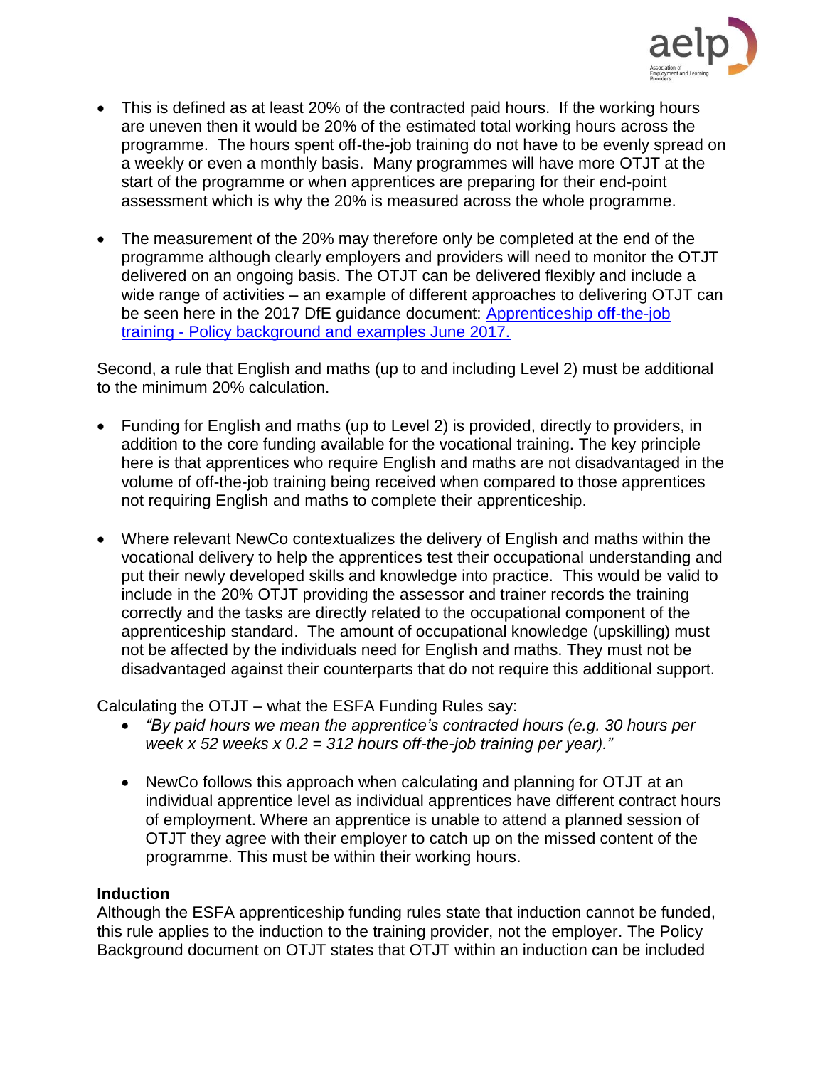- This is defined as at least 20% of the contracted paid hours. If the working hours are uneven then it would be 20% of the estimated total working hours across the programme. The hours spent off-the-job training do not have to be evenly spread on a weekly or even a monthly basis. Many programmes will have more OTJT at the start of the programme or when apprentices are preparing for their end-point assessment which is why the 20% is measured across the whole programme.

- The measurement of the 20% may therefore only be completed at the end of the programme although clearly employers and providers will need to monitor the OTJT delivered on an ongoing basis. The OTJT can be delivered flexibly and include a wide range of activities – an example of different approaches to delivering OTJT can be seen here in the 2017 DfE guidance document: [Apprenticeship off-the-job training - Policy background and examples June 2017.]

Second, a rule that English and maths (up to and including Level 2) must be additional to the minimum 20% calculation.

- Funding for English and maths (up to Level 2) is provided, directly to providers, in addition to the core funding available for the vocational training. The key principle here is that apprentices who require English and maths are not disadvantaged in the volume of off-the-job training being received when compared to those apprentices not requiring English and maths to complete their apprenticeship.

- Where relevant NewCo contextualizes the delivery of English and maths within the vocational delivery to help the apprentices test their occupational understanding and put their newly developed skills and knowledge into practice. This would be valid to include in the 20% OTJT providing the assessor and trainer records the training correctly and the tasks are directly related to the occupational component of the apprenticeship standard. The amount of occupational knowledge (upskilling) must not be affected by the individuals need for English and maths. They must not be disadvantaged against their counterparts that do not require this additional support.

Calculating the OTJT – what the ESFA Funding Rules say:

- *"By paid hours we mean the apprentice's contracted hours (e.g. 30 hours per week x 52 weeks x 0.2 = 312 hours off-the-job training per year)."*

- NewCo follows this approach when calculating and planning for OTJT at an individual apprentice level as individual apprentices have different contract hours of employment. Where an apprentice is unable to attend a planned session of OTJT they agree with their employer to catch up on the missed content of the programme. This must be within their working hours.

**Induction**

Although the ESFA apprenticeship funding rules state that induction cannot be funded, this rule applies to the induction to the training provider, not the employer. The Policy Background document on OTJT states that OTJT within an induction can be included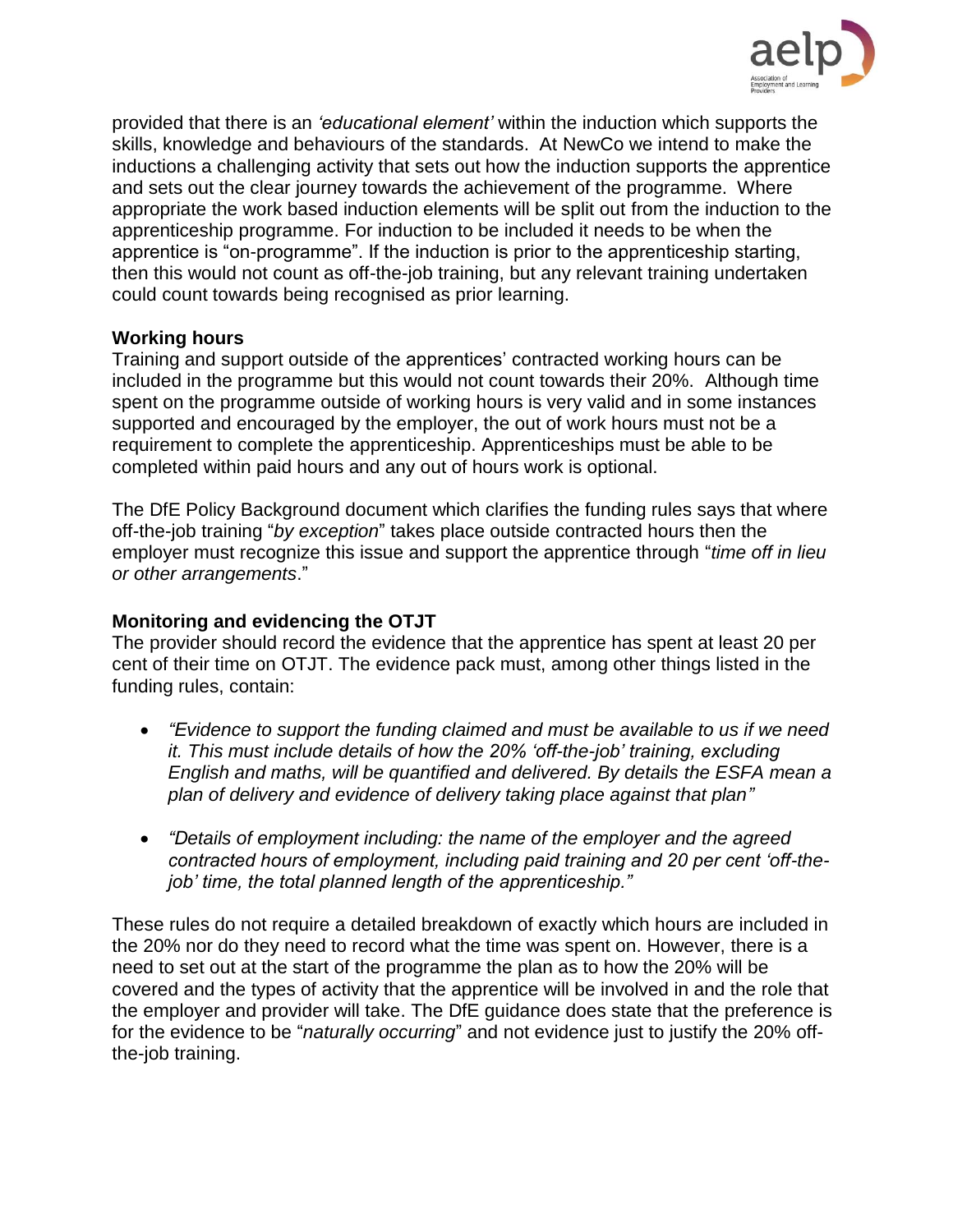provided that there is an *'educational element'* within the induction which supports the skills, knowledge and behaviours of the standards. At NewCo we intend to make the inductions a challenging activity that sets out how the induction supports the apprentice and sets out the clear journey towards the achievement of the programme. Where appropriate the work based induction elements will be split out from the induction to the apprenticeship programme. For induction to be included it needs to be when the apprentice is "on-programme". If the induction is prior to the apprenticeship starting, then this would not count as off-the-job training, but any relevant training undertaken could count towards being recognised as prior learning.

**Working hours**

Training and support outside of the apprentices' contracted working hours can be included in the programme but this would not count towards their 20%. Although time spent on the programme outside of working hours is very valid and in some instances supported and encouraged by the employer, the out of work hours must not be a requirement to complete the apprenticeship. Apprenticeships must be able to be completed within paid hours and any out of hours work is optional.

The DfE Policy Background document which clarifies the funding rules says that where off-the-job training "*by exception*" takes place outside contracted hours then the employer must recognize this issue and support the apprentice through "*time off in lieu or other arrangements*."

**Monitoring and evidencing the OTJT**

The provider should record the evidence that the apprentice has spent at least 20 per cent of their time on OTJT. The evidence pack must, among other things listed in the funding rules, contain:

- *"Evidence to support the funding claimed and must be available to us if we need it. This must include details of how the 20% 'off-the-job' training, excluding English and maths, will be quantified and delivered. By details the ESFA mean a plan of delivery and evidence of delivery taking place against that plan"*
- *"Details of employment including: the name of the employer and the agreed contracted hours of employment, including paid training and 20 per cent 'off-the-job' time, the total planned length of the apprenticeship."*

These rules do not require a detailed breakdown of exactly which hours are included in the 20% nor do they need to record what the time was spent on. However, there is a need to set out at the start of the programme the plan as to how the 20% will be covered and the types of activity that the apprentice will be involved in and the role that the employer and provider will take. The DfE guidance does state that the preference is for the evidence to be "*naturally occurring*" and not evidence just to justify the 20% off-the-job training.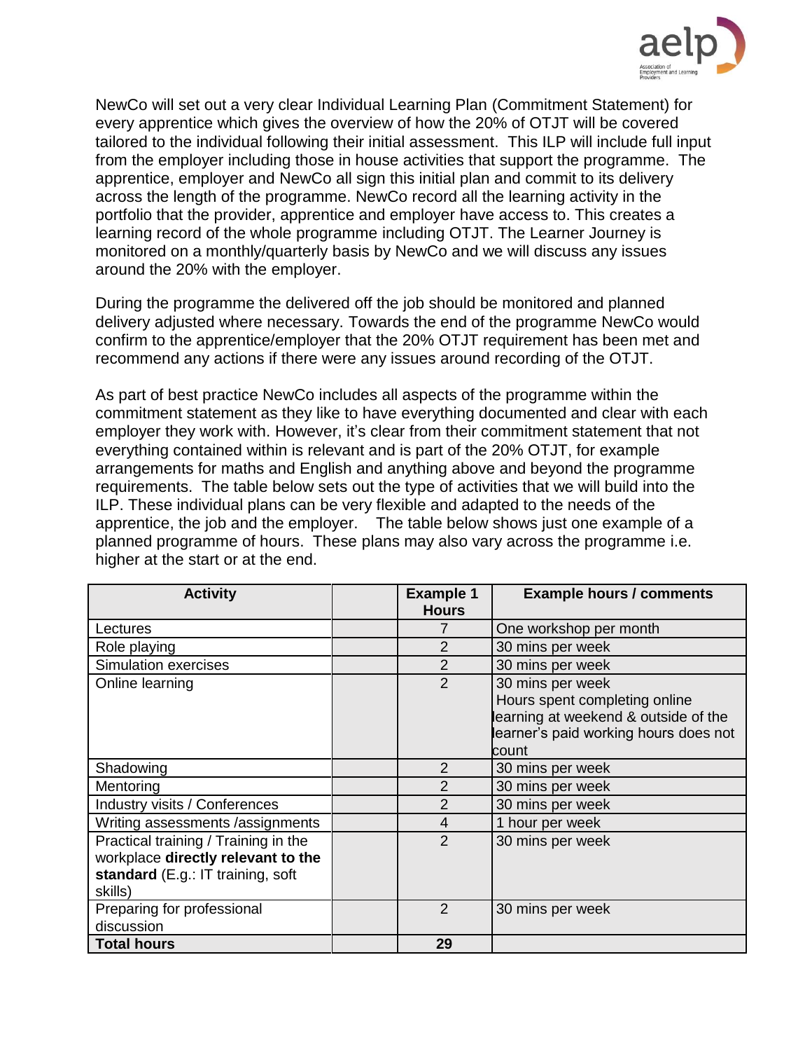NewCo will set out a very clear Individual Learning Plan (Commitment Statement) for every apprentice which gives the overview of how the 20% of OTJT will be covered tailored to the individual following their initial assessment. This ILP will include full input from the employer including those in house activities that support the programme. The apprentice, employer and NewCo all sign this initial plan and commit to its delivery across the length of the programme. NewCo record all the learning activity in the portfolio that the provider, apprentice and employer have access to. This creates a learning record of the whole programme including OTJT. The Learner Journey is monitored on a monthly/quarterly basis by NewCo and we will discuss any issues around the 20% with the employer.

During the programme the delivered off the job should be monitored and planned delivery adjusted where necessary. Towards the end of the programme NewCo would confirm to the apprentice/employer that the 20% OTJT requirement has been met and recommend any actions if there were any issues around recording of the OTJT.

As part of best practice NewCo includes all aspects of the programme within the commitment statement as they like to have everything documented and clear with each employer they work with. However, it's clear from their commitment statement that not everything contained within is relevant and is part of the 20% OTJT, for example arrangements for maths and English and anything above and beyond the programme requirements. The table below sets out the type of activities that we will build into the ILP. These individual plans can be very flexible and adapted to the needs of the apprentice, the job and the employer. The table below shows just one example of a planned programme of hours. These plans may also vary across the programme i.e. higher at the start or at the end.

| **Activity** | | **Example 1 Hours** | **Example hours / comments** |
|---|---|---|---|
| Lectures | | 7 | One workshop per month |
| Role playing | | 2 | 30 mins per week |
| Simulation exercises | | 2 | 30 mins per week |
| Online learning | | 2 | 30 mins per week<br>Hours spent completing online learning at weekend & outside of the learner's paid working hours does not count |
| Shadowing | | 2 | 30 mins per week |
| Mentoring | | 2 | 30 mins per week |
| Industry visits / Conferences | | 2 | 30 mins per week |
| Writing assessments /assignments | | 4 | 1 hour per week |
| Practical training / Training in the workplace **directly relevant to the standard** (E.g.: IT training, soft skills) | | 2 | 30 mins per week |
| Preparing for professional discussion | | 2 | 30 mins per week |
| **Total hours** | | **29** | |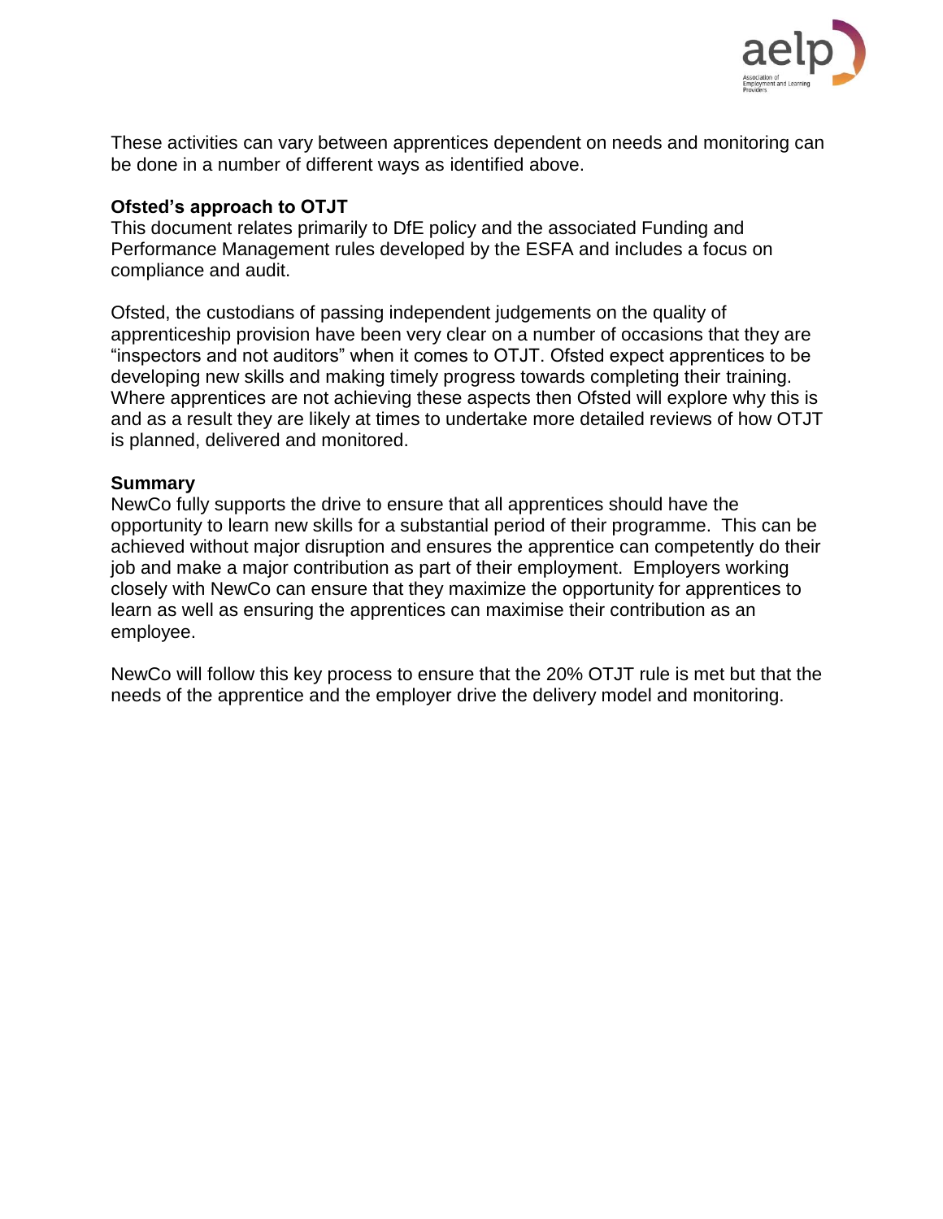These activities can vary between apprentices dependent on needs and monitoring can be done in a number of different ways as identified above.

**Ofsted's approach to OTJT**

This document relates primarily to DfE policy and the associated Funding and Performance Management rules developed by the ESFA and includes a focus on compliance and audit.

Ofsted, the custodians of passing independent judgements on the quality of apprenticeship provision have been very clear on a number of occasions that they are "inspectors and not auditors" when it comes to OTJT. Ofsted expect apprentices to be developing new skills and making timely progress towards completing their training. Where apprentices are not achieving these aspects then Ofsted will explore why this is and as a result they are likely at times to undertake more detailed reviews of how OTJT is planned, delivered and monitored.

**Summary**

NewCo fully supports the drive to ensure that all apprentices should have the opportunity to learn new skills for a substantial period of their programme. This can be achieved without major disruption and ensures the apprentice can competently do their job and make a major contribution as part of their employment. Employers working closely with NewCo can ensure that they maximize the opportunity for apprentices to learn as well as ensuring the apprentices can maximise their contribution as an employee.

NewCo will follow this key process to ensure that the 20% OTJT rule is met but that the needs of the apprentice and the employer drive the delivery model and monitoring.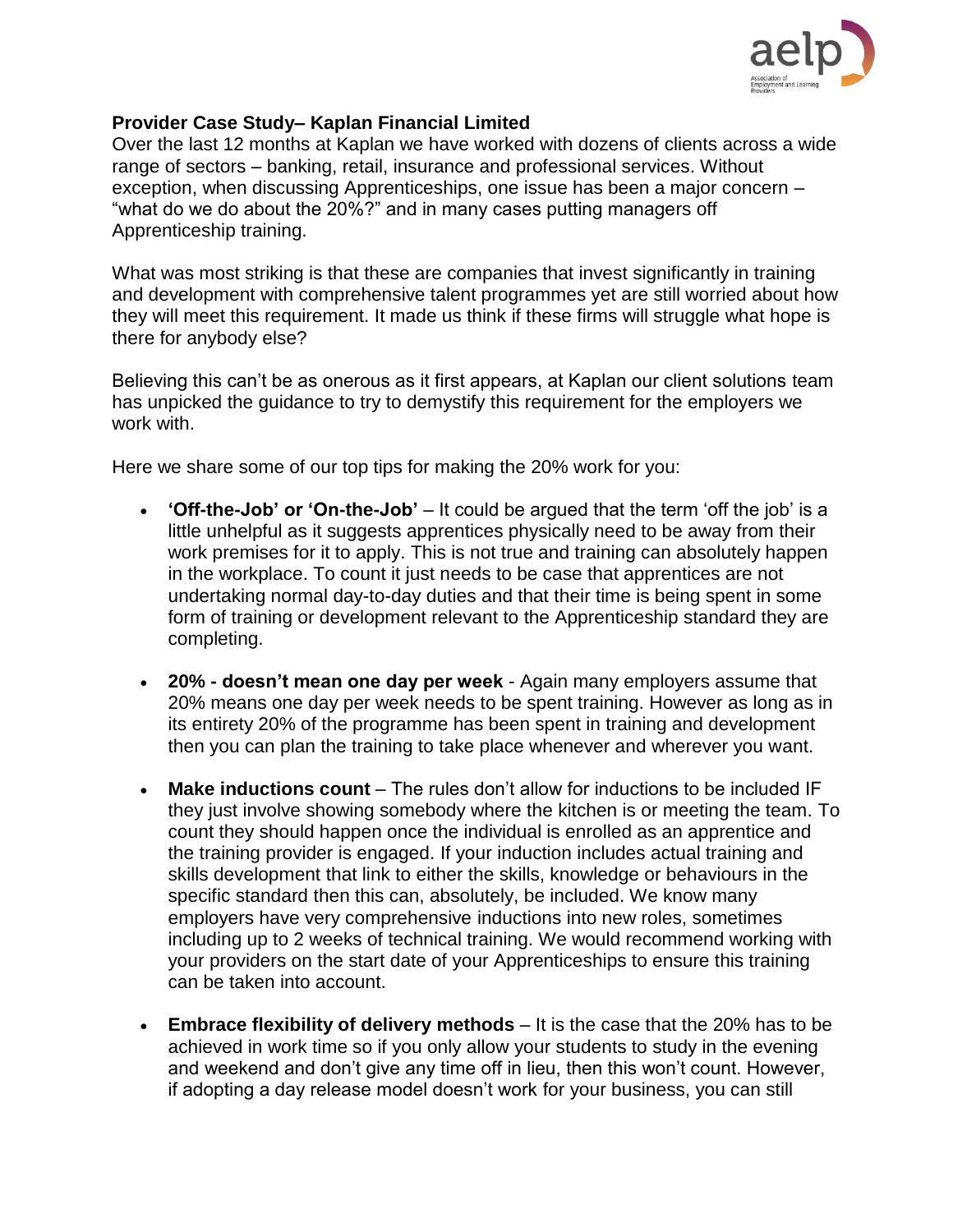**Provider Case Study– Kaplan Financial Limited**

Over the last 12 months at Kaplan we have worked with dozens of clients across a wide range of sectors – banking, retail, insurance and professional services. Without exception, when discussing Apprenticeships, one issue has been a major concern – "what do we do about the 20%?" and in many cases putting managers off Apprenticeship training.

What was most striking is that these are companies that invest significantly in training and development with comprehensive talent programmes yet are still worried about how they will meet this requirement. It made us think if these firms will struggle what hope is there for anybody else?

Believing this can't be as onerous as it first appears, at Kaplan our client solutions team has unpicked the guidance to try to demystify this requirement for the employers we work with.

Here we share some of our top tips for making the 20% work for you:

- **'Off-the-Job' or 'On-the-Job'** – It could be argued that the term 'off the job' is a little unhelpful as it suggests apprentices physically need to be away from their work premises for it to apply. This is not true and training can absolutely happen in the workplace. To count it just needs to be case that apprentices are not undertaking normal day-to-day duties and that their time is being spent in some form of training or development relevant to the Apprenticeship standard they are completing.

- **20% - doesn't mean one day per week** - Again many employers assume that 20% means one day per week needs to be spent training. However as long as in its entirety 20% of the programme has been spent in training and development then you can plan the training to take place whenever and wherever you want.

- **Make inductions count** – The rules don't allow for inductions to be included IF they just involve showing somebody where the kitchen is or meeting the team. To count they should happen once the individual is enrolled as an apprentice and the training provider is engaged. If your induction includes actual training and skills development that link to either the skills, knowledge or behaviours in the specific standard then this can, absolutely, be included. We know many employers have very comprehensive inductions into new roles, sometimes including up to 2 weeks of technical training. We would recommend working with your providers on the start date of your Apprenticeships to ensure this training can be taken into account.

- **Embrace flexibility of delivery methods** – It is the case that the 20% has to be achieved in work time so if you only allow your students to study in the evening and weekend and don't give any time off in lieu, then this won't count. However, if adopting a day release model doesn't work for your business, you can still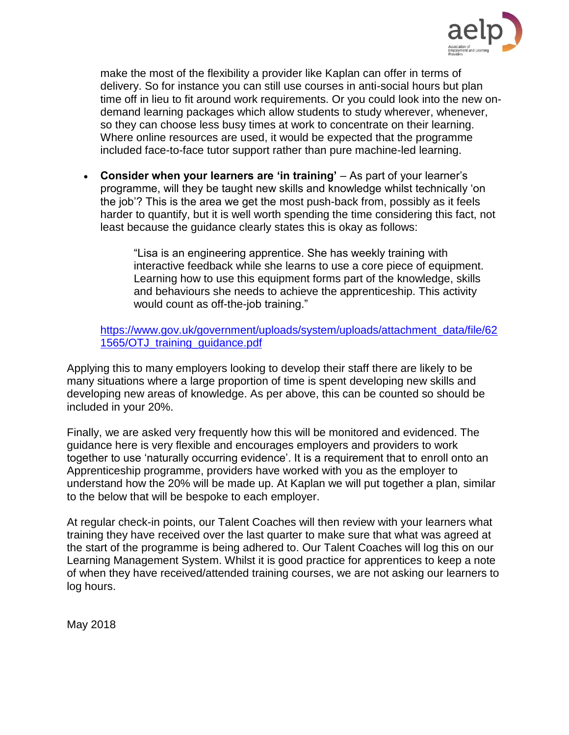make the most of the flexibility a provider like Kaplan can offer in terms of delivery. So for instance you can still use courses in anti-social hours but plan time off in lieu to fit around work requirements. Or you could look into the new on-demand learning packages which allow students to study wherever, whenever, so they can choose less busy times at work to concentrate on their learning. Where online resources are used, it would be expected that the programme included face-to-face tutor support rather than pure machine-led learning.

- **Consider when your learners are 'in training'** – As part of your learner's programme, will they be taught new skills and knowledge whilst technically 'on the job'? This is the area we get the most push-back from, possibly as it feels harder to quantify, but it is well worth spending the time considering this fact, not least because the guidance clearly states this is okay as follows:

  > "Lisa is an engineering apprentice. She has weekly training with interactive feedback while she learns to use a core piece of equipment. Learning how to use this equipment forms part of the knowledge, skills and behaviours she needs to achieve the apprenticeship. This activity would count as off-the-job training."

  https://www.gov.uk/government/uploads/system/uploads/attachment_data/file/621565/OTJ_training_guidance.pdf

Applying this to many employers looking to develop their staff there are likely to be many situations where a large proportion of time is spent developing new skills and developing new areas of knowledge. As per above, this can be counted so should be included in your 20%.

Finally, we are asked very frequently how this will be monitored and evidenced. The guidance here is very flexible and encourages employers and providers to work together to use 'naturally occurring evidence'. It is a requirement that to enroll onto an Apprenticeship programme, providers have worked with you as the employer to understand how the 20% will be made up. At Kaplan we will put together a plan, similar to the below that will be bespoke to each employer.

At regular check-in points, our Talent Coaches will then review with your learners what training they have received over the last quarter to make sure that what was agreed at the start of the programme is being adhered to. Our Talent Coaches will log this on our Learning Management System. Whilst it is good practice for apprentices to keep a note of when they have received/attended training courses, we are not asking our learners to log hours.

May 2018